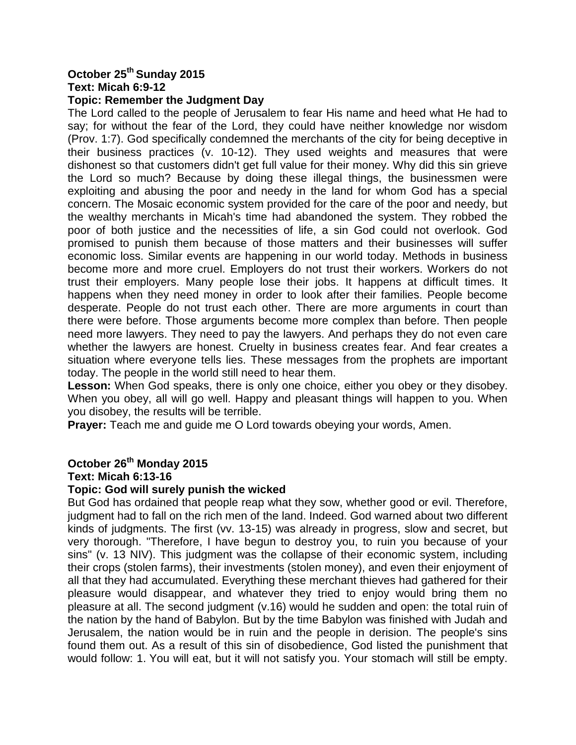**October 25th Sunday 2015**
**Text: Micah 6:9-12**
**Topic: Remember the Judgment Day**

The Lord called to the people of Jerusalem to fear His name and heed what He had to say; for without the fear of the Lord, they could have neither knowledge nor wisdom (Prov. 1:7). God specifically condemned the merchants of the city for being deceptive in their business practices (v. 10-12). They used weights and measures that were dishonest so that customers didn't get full value for their money. Why did this sin grieve the Lord so much? Because by doing these illegal things, the businessmen were exploiting and abusing the poor and needy in the land for whom God has a special concern. The Mosaic economic system provided for the care of the poor and needy, but the wealthy merchants in Micah's time had abandoned the system. They robbed the poor of both justice and the necessities of life, a sin God could not overlook. God promised to punish them because of those matters and their businesses will suffer economic loss. Similar events are happening in our world today. Methods in business become more and more cruel. Employers do not trust their workers. Workers do not trust their employers. Many people lose their jobs. It happens at difficult times. It happens when they need money in order to look after their families. People become desperate. People do not trust each other. There are more arguments in court than there were before. Those arguments become more complex than before. Then people need more lawyers. They need to pay the lawyers. And perhaps they do not even care whether the lawyers are honest. Cruelty in business creates fear. And fear creates a situation where everyone tells lies. These messages from the prophets are important today. The people in the world still need to hear them.

**Lesson:** When God speaks, there is only one choice, either you obey or they disobey. When you obey, all will go well. Happy and pleasant things will happen to you. When you disobey, the results will be terrible.

**Prayer:** Teach me and guide me O Lord towards obeying your words, Amen.

**October 26th Monday 2015**
**Text: Micah 6:13-16**
**Topic: God will surely punish the wicked**

But God has ordained that people reap what they sow, whether good or evil. Therefore, judgment had to fall on the rich men of the land. Indeed. God warned about two different kinds of judgments. The first (vv. 13-15) was already in progress, slow and secret, but very thorough. "Therefore, I have begun to destroy you, to ruin you because of your sins" (v. 13 NIV). This judgment was the collapse of their economic system, including their crops (stolen farms), their investments (stolen money), and even their enjoyment of all that they had accumulated. Everything these merchant thieves had gathered for their pleasure would disappear, and whatever they tried to enjoy would bring them no pleasure at all. The second judgment (v.16) would he sudden and open: the total ruin of the nation by the hand of Babylon. But by the time Babylon was finished with Judah and Jerusalem, the nation would be in ruin and the people in derision. The people's sins found them out. As a result of this sin of disobedience, God listed the punishment that would follow: 1. You will eat, but it will not satisfy you. Your stomach will still be empty.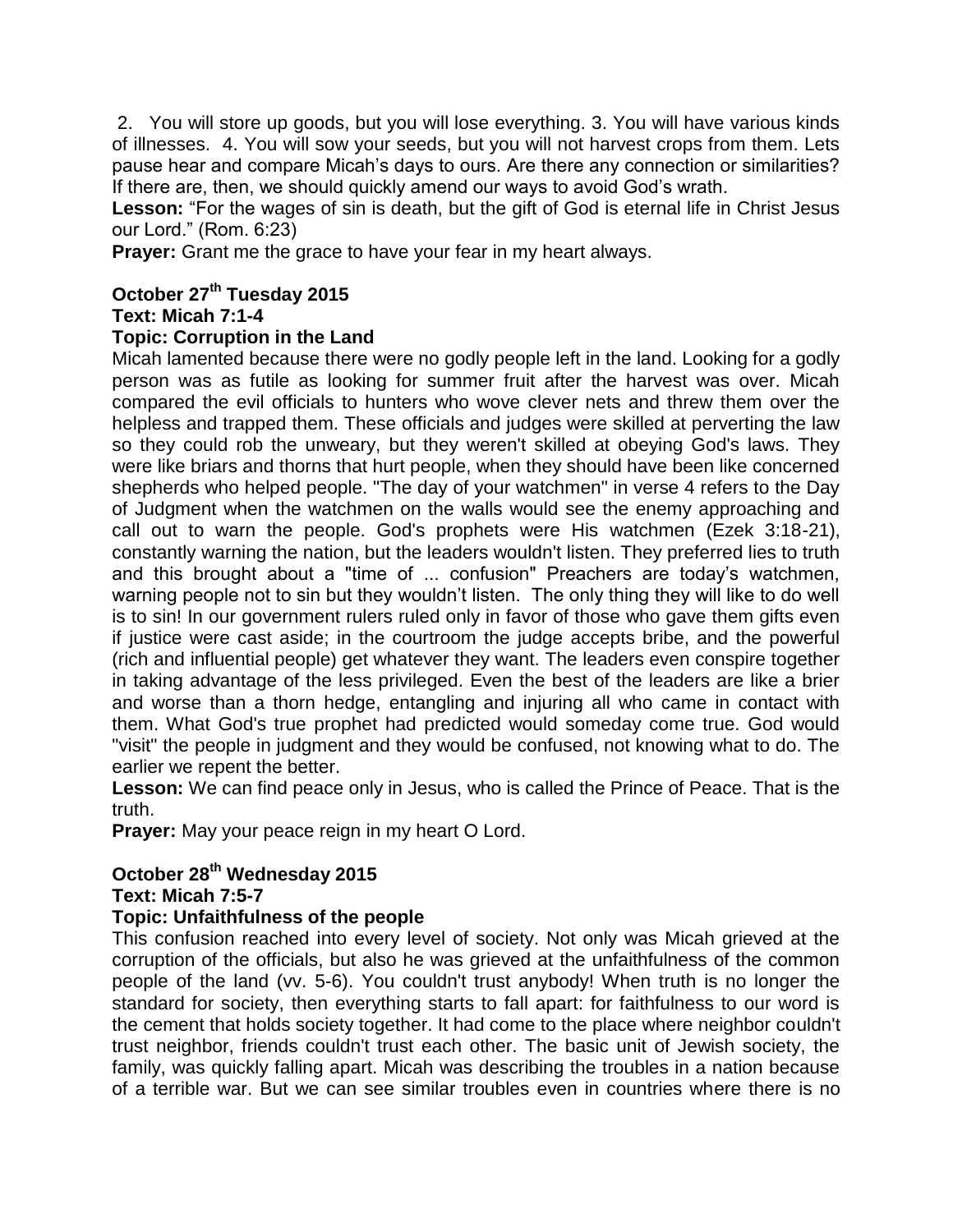2. You will store up goods, but you will lose everything. 3. You will have various kinds of illnesses. 4. You will sow your seeds, but you will not harvest crops from them. Lets pause hear and compare Micah's days to ours. Are there any connection or similarities? If there are, then, we should quickly amend our ways to avoid God's wrath.

**Lesson:** "For the wages of sin is death, but the gift of God is eternal life in Christ Jesus our Lord." (Rom. 6:23)

**Prayer:** Grant me the grace to have your fear in my heart always.

## October 27th Tuesday 2015

**Text: Micah 7:1-4**

**Topic: Corruption in the Land**

Micah lamented because there were no godly people left in the land. Looking for a godly person was as futile as looking for summer fruit after the harvest was over. Micah compared the evil officials to hunters who wove clever nets and threw them over the helpless and trapped them. These officials and judges were skilled at perverting the law so they could rob the unweary, but they weren't skilled at obeying God's laws. They were like briars and thorns that hurt people, when they should have been like concerned shepherds who helped people. "The day of your watchmen" in verse 4 refers to the Day of Judgment when the watchmen on the walls would see the enemy approaching and call out to warn the people. God's prophets were His watchmen (Ezek 3:18-21), constantly warning the nation, but the leaders wouldn't listen. They preferred lies to truth and this brought about a "time of ... confusion" Preachers are today's watchmen, warning people not to sin but they wouldn't listen. The only thing they will like to do well is to sin! In our government rulers ruled only in favor of those who gave them gifts even if justice were cast aside; in the courtroom the judge accepts bribe, and the powerful (rich and influential people) get whatever they want. The leaders even conspire together in taking advantage of the less privileged. Even the best of the leaders are like a brier and worse than a thorn hedge, entangling and injuring all who came in contact with them. What God's true prophet had predicted would someday come true. God would "visit" the people in judgment and they would be confused, not knowing what to do. The earlier we repent the better.

**Lesson:** We can find peace only in Jesus, who is called the Prince of Peace. That is the truth.

**Prayer:** May your peace reign in my heart O Lord.

## October 28th Wednesday 2015

**Text: Micah 7:5-7**

**Topic: Unfaithfulness of the people**

This confusion reached into every level of society. Not only was Micah grieved at the corruption of the officials, but also he was grieved at the unfaithfulness of the common people of the land (vv. 5-6). You couldn't trust anybody! When truth is no longer the standard for society, then everything starts to fall apart: for faithfulness to our word is the cement that holds society together. It had come to the place where neighbor couldn't trust neighbor, friends couldn't trust each other. The basic unit of Jewish society, the family, was quickly falling apart. Micah was describing the troubles in a nation because of a terrible war. But we can see similar troubles even in countries where there is no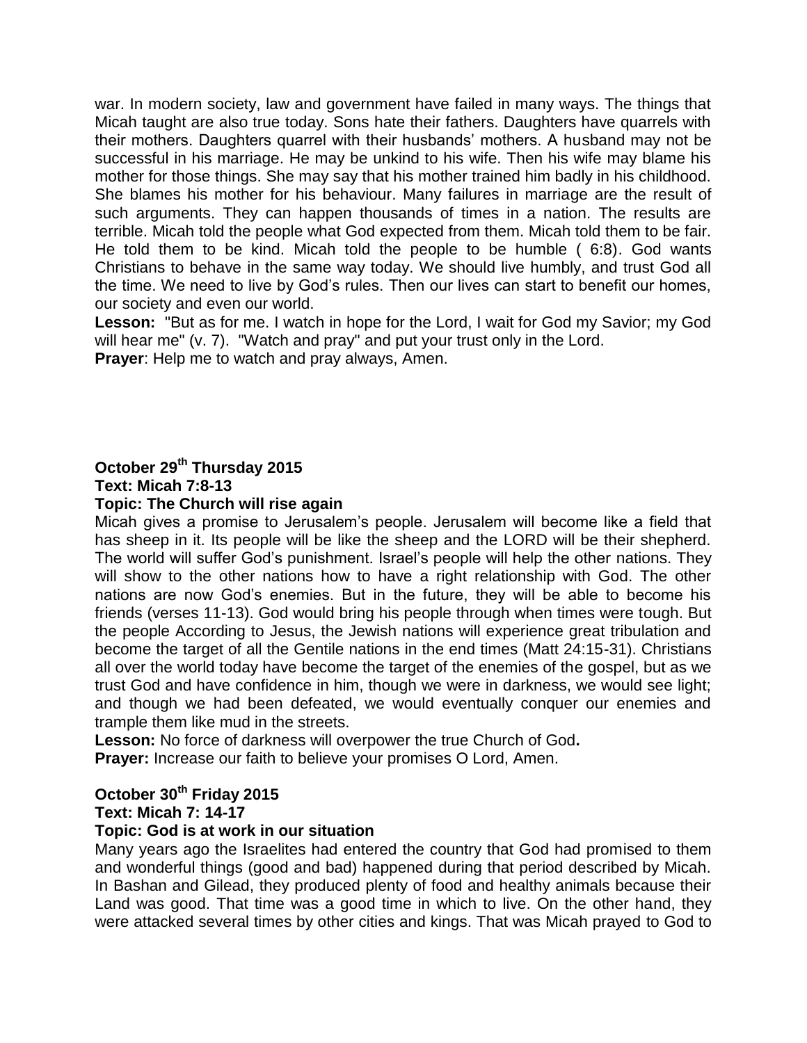war. In modern society, law and government have failed in many ways. The things that Micah taught are also true today. Sons hate their fathers. Daughters have quarrels with their mothers. Daughters quarrel with their husbands' mothers. A husband may not be successful in his marriage. He may be unkind to his wife. Then his wife may blame his mother for those things. She may say that his mother trained him badly in his childhood. She blames his mother for his behaviour. Many failures in marriage are the result of such arguments. They can happen thousands of times in a nation. The results are terrible. Micah told the people what God expected from them. Micah told them to be fair. He told them to be kind. Micah told the people to be humble ( 6:8). God wants Christians to behave in the same way today. We should live humbly, and trust God all the time. We need to live by God's rules. Then our lives can start to benefit our homes, our society and even our world.

**Lesson:** "But as for me. I watch in hope for the Lord, I wait for God my Savior; my God will hear me" (v. 7). "Watch and pray" and put your trust only in the Lord.

**Prayer**: Help me to watch and pray always, Amen.

**October 29th Thursday 2015**
**Text: Micah 7:8-13**
**Topic: The Church will rise again**

Micah gives a promise to Jerusalem's people. Jerusalem will become like a field that has sheep in it. Its people will be like the sheep and the LORD will be their shepherd. The world will suffer God's punishment. Israel's people will help the other nations. They will show to the other nations how to have a right relationship with God. The other nations are now God's enemies. But in the future, they will be able to become his friends (verses 11-13). God would bring his people through when times were tough. But the people According to Jesus, the Jewish nations will experience great tribulation and become the target of all the Gentile nations in the end times (Matt 24:15-31). Christians all over the world today have become the target of the enemies of the gospel, but as we trust God and have confidence in him, though we were in darkness, we would see light; and though we had been defeated, we would eventually conquer our enemies and trample them like mud in the streets.

**Lesson:** No force of darkness will overpower the true Church of God**.**

**Prayer:** Increase our faith to believe your promises O Lord, Amen.

**October 30th Friday 2015**
**Text: Micah 7: 14-17**
**Topic: God is at work in our situation**

Many years ago the Israelites had entered the country that God had promised to them and wonderful things (good and bad) happened during that period described by Micah. In Bashan and Gilead, they produced plenty of food and healthy animals because their Land was good. That time was a good time in which to live. On the other hand, they were attacked several times by other cities and kings. That was Micah prayed to God to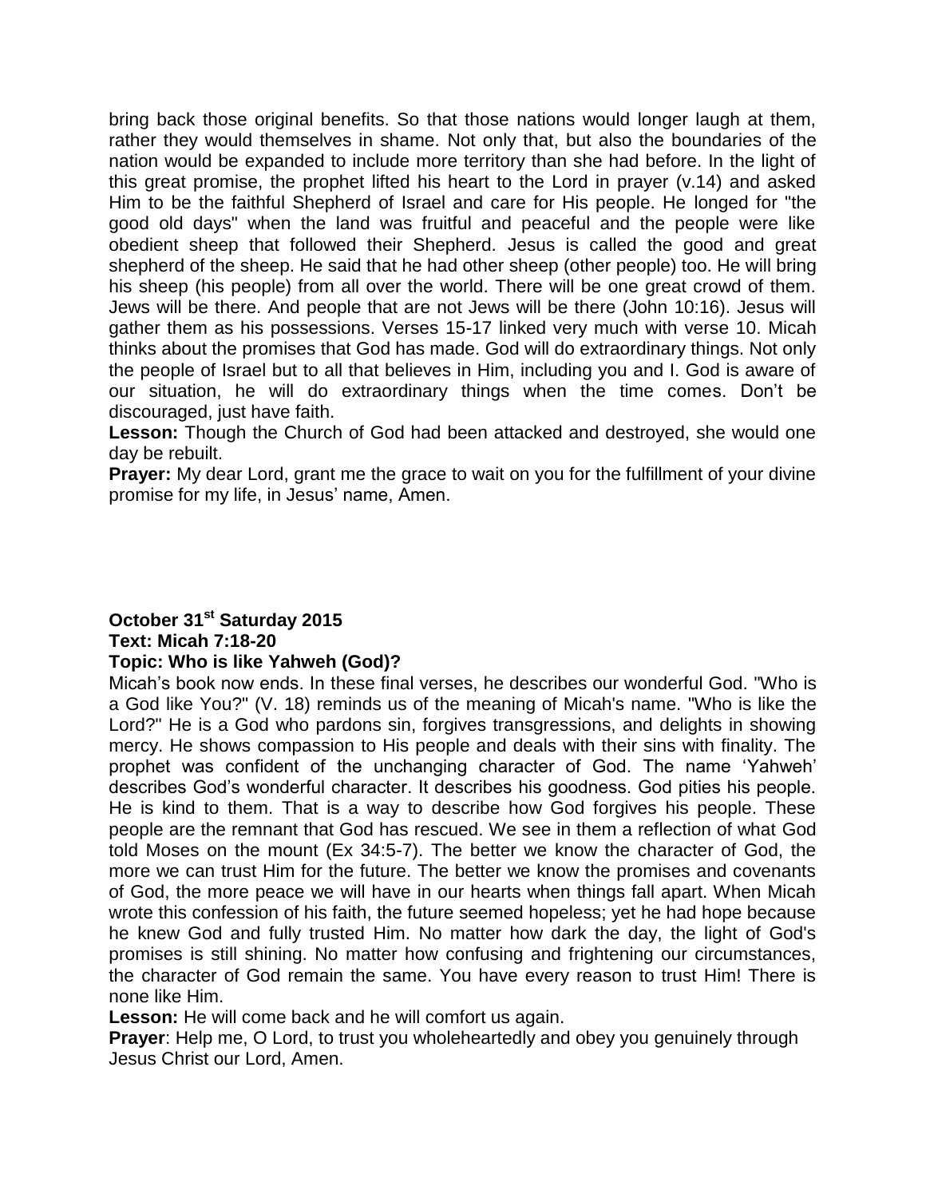bring back those original benefits. So that those nations would longer laugh at them, rather they would themselves in shame. Not only that, but also the boundaries of the nation would be expanded to include more territory than she had before. In the light of this great promise, the prophet lifted his heart to the Lord in prayer (v.14) and asked Him to be the faithful Shepherd of Israel and care for His people. He longed for "the good old days" when the land was fruitful and peaceful and the people were like obedient sheep that followed their Shepherd. Jesus is called the good and great shepherd of the sheep. He said that he had other sheep (other people) too. He will bring his sheep (his people) from all over the world. There will be one great crowd of them. Jews will be there. And people that are not Jews will be there (John 10:16). Jesus will gather them as his possessions. Verses 15-17 linked very much with verse 10. Micah thinks about the promises that God has made. God will do extraordinary things. Not only the people of Israel but to all that believes in Him, including you and I. God is aware of our situation, he will do extraordinary things when the time comes. Don't be discouraged, just have faith.

**Lesson:** Though the Church of God had been attacked and destroyed, she would one day be rebuilt.

**Prayer:** My dear Lord, grant me the grace to wait on you for the fulfillment of your divine promise for my life, in Jesus' name, Amen.

**October 31st Saturday 2015**
**Text: Micah 7:18-20**
**Topic: Who is like Yahweh (God)?**

Micah's book now ends. In these final verses, he describes our wonderful God. "Who is a God like You?" (V. 18) reminds us of the meaning of Micah's name. "Who is like the Lord?" He is a God who pardons sin, forgives transgressions, and delights in showing mercy. He shows compassion to His people and deals with their sins with finality. The prophet was confident of the unchanging character of God. The name 'Yahweh' describes God's wonderful character. It describes his goodness. God pities his people. He is kind to them. That is a way to describe how God forgives his people. These people are the remnant that God has rescued. We see in them a reflection of what God told Moses on the mount (Ex 34:5-7). The better we know the character of God, the more we can trust Him for the future. The better we know the promises and covenants of God, the more peace we will have in our hearts when things fall apart. When Micah wrote this confession of his faith, the future seemed hopeless; yet he had hope because he knew God and fully trusted Him. No matter how dark the day, the light of God's promises is still shining. No matter how confusing and frightening our circumstances, the character of God remain the same. You have every reason to trust Him! There is none like Him.

**Lesson:** He will come back and he will comfort us again.

**Prayer**: Help me, O Lord, to trust you wholeheartedly and obey you genuinely through Jesus Christ our Lord, Amen.